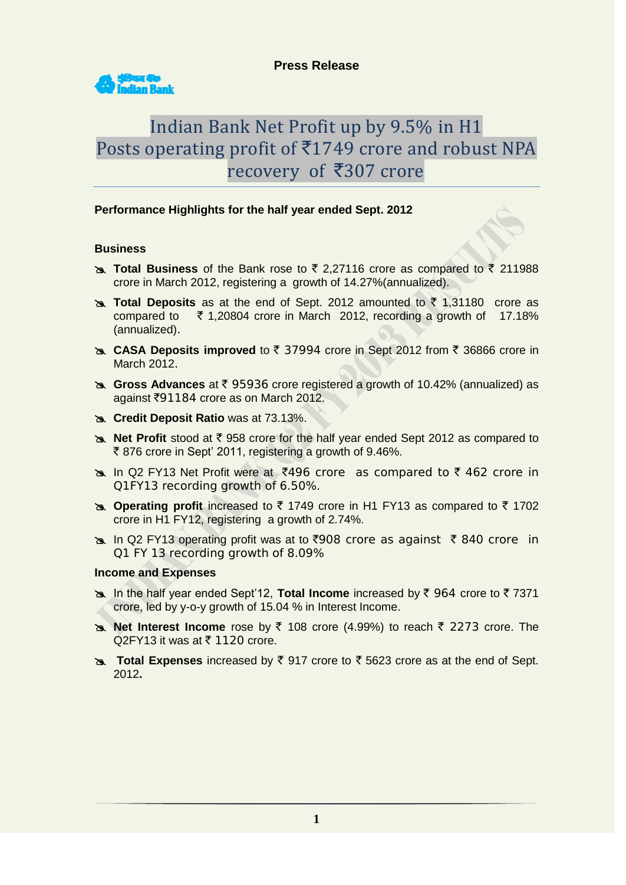**Press Release**

Indian Bank

# Indian Bank Net Profit up by 9.5% in H1
# Posts operating profit of ₹1749 crore and robust NPA recovery of ₹307 crore

### Performance Highlights for the half year ended Sept. 2012

### Business

- **Total Business** of the Bank rose to ₹ 2,27116 crore as compared to ₹ 211988 crore in March 2012, registering a growth of 14.27%(annualized).
- **Total Deposits** as at the end of Sept. 2012 amounted to ₹ 1,31180 crore as compared to ₹ 1,20804 crore in March 2012, recording a growth of 17.18% (annualized).
- **CASA Deposits improved** to ₹ 37994 crore in Sept 2012 from ₹ 36866 crore in March 2012.
- **Gross Advances** at ₹ 95936 crore registered a growth of 10.42% (annualized) as against ₹91184 crore as on March 2012.
- **Credit Deposit Ratio** was at 73.13%.
- **Net Profit** stood at ₹ 958 crore for the half year ended Sept 2012 as compared to ₹ 876 crore in Sept' 2011, registering a growth of 9.46%.
- In Q2 FY13 Net Profit were at ₹496 crore as compared to ₹ 462 crore in Q1FY13 recording growth of 6.50%.
- **Operating profit** increased to ₹ 1749 crore in H1 FY13 as compared to ₹ 1702 crore in H1 FY12, registering a growth of 2.74%.
- In Q2 FY13 operating profit was at to ₹908 crore as against ₹ 840 crore in Q1 FY 13 recording growth of 8.09%

### Income and Expenses

- In the half year ended Sept'12, **Total Income** increased by ₹ 964 crore to ₹ 7371 crore, led by y-o-y growth of 15.04 % in Interest Income.
- **Net Interest Income** rose by ₹ 108 crore (4.99%) to reach ₹ 2273 crore. The Q2FY13 it was at ₹ 1120 crore.
- **Total Expenses** increased by ₹ 917 crore to ₹ 5623 crore as at the end of Sept. 2012.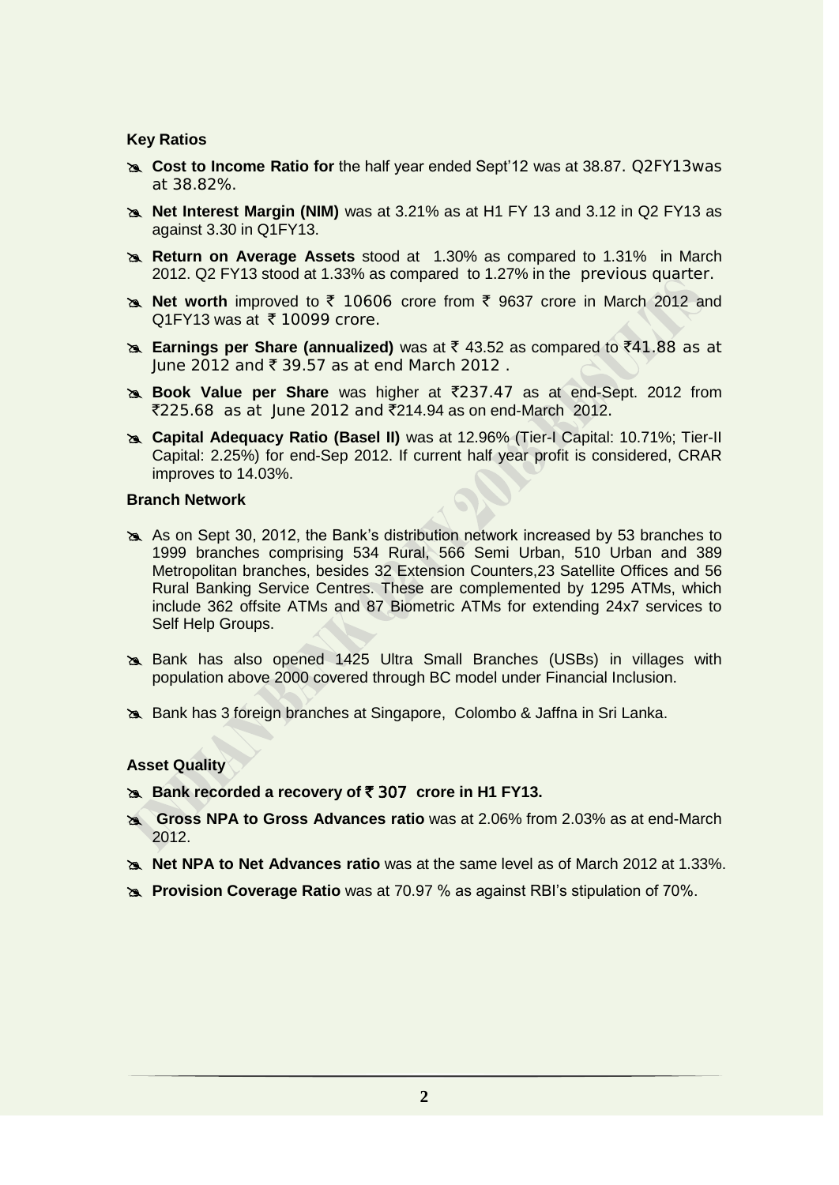**Key Ratios**

- **Cost to Income Ratio for** the half year ended Sept'12 was at 38.87. Q2FY13was at 38.82%.
- **Net Interest Margin (NIM)** was at 3.21% as at H1 FY 13 and 3.12 in Q2 FY13 as against 3.30 in Q1FY13.
- **Return on Average Assets** stood at 1.30% as compared to 1.31% in March 2012. Q2 FY13 stood at 1.33% as compared to 1.27% in the previous quarter.
- **Net worth** improved to ₹ 10606 crore from ₹ 9637 crore in March 2012 and Q1FY13 was at ₹ 10099 crore.
- **Earnings per Share (annualized)** was at ₹ 43.52 as compared to ₹41.88 as at June 2012 and ₹ 39.57 as at end March 2012 .
- **Book Value per Share** was higher at ₹237.47 as at end-Sept. 2012 from ₹225.68 as at June 2012 and ₹214.94 as on end-March 2012.
- **Capital Adequacy Ratio (Basel II)** was at 12.96% (Tier-I Capital: 10.71%; Tier-II Capital: 2.25%) for end-Sep 2012. If current half year profit is considered, CRAR improves to 14.03%.

**Branch Network**

- As on Sept 30, 2012, the Bank's distribution network increased by 53 branches to 1999 branches comprising 534 Rural, 566 Semi Urban, 510 Urban and 389 Metropolitan branches, besides 32 Extension Counters,23 Satellite Offices and 56 Rural Banking Service Centres. These are complemented by 1295 ATMs, which include 362 offsite ATMs and 87 Biometric ATMs for extending 24x7 services to Self Help Groups.
- Bank has also opened 1425 Ultra Small Branches (USBs) in villages with population above 2000 covered through BC model under Financial Inclusion.
- Bank has 3 foreign branches at Singapore, Colombo & Jaffna in Sri Lanka.

**Asset Quality**

- **Bank recorded a recovery of ₹ 307 crore in H1 FY13.**
- **Gross NPA to Gross Advances ratio** was at 2.06% from 2.03% as at end-March 2012.
- **Net NPA to Net Advances ratio** was at the same level as of March 2012 at 1.33%.
- **Provision Coverage Ratio** was at 70.97 % as against RBI's stipulation of 70%.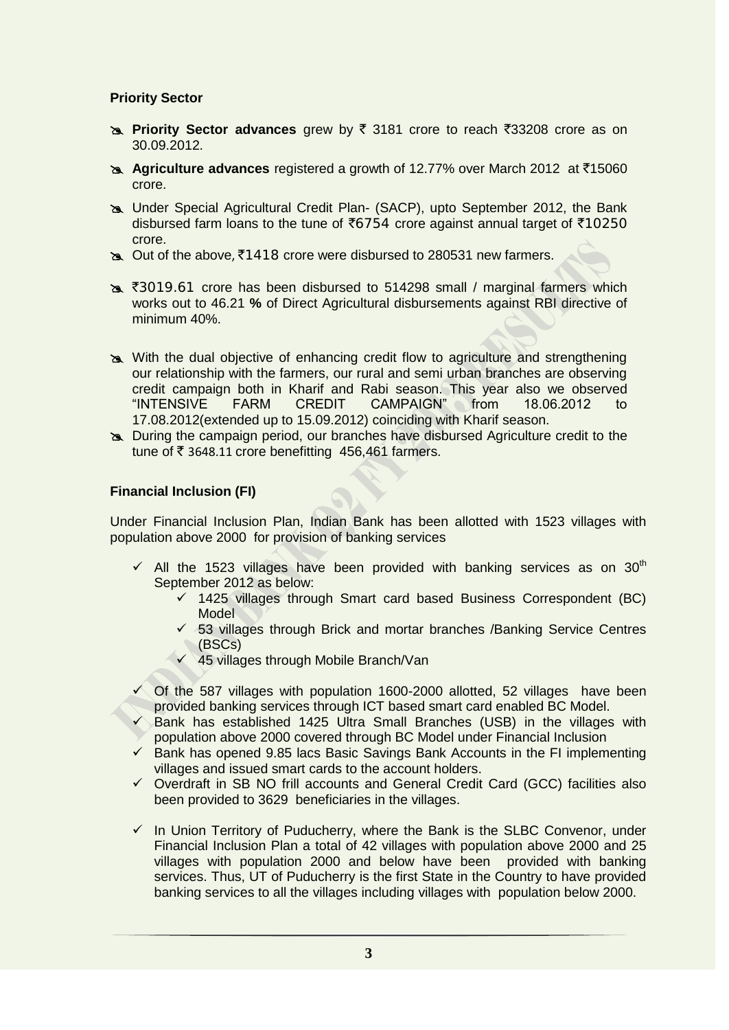**Priority Sector**

- **Priority Sector advances** grew by ₹ 3181 crore to reach ₹33208 crore as on 30.09.2012.
- **Agriculture advances** registered a growth of 12.77% over March 2012 at ₹15060 crore.
- Under Special Agricultural Credit Plan- (SACP), upto September 2012, the Bank disbursed farm loans to the tune of ₹6754 crore against annual target of ₹10250 crore.
- Out of the above, ₹1418 crore were disbursed to 280531 new farmers.
- ₹3019.61 crore has been disbursed to 514298 small / marginal farmers which works out to 46.21 **%** of Direct Agricultural disbursements against RBI directive of minimum 40%.
- With the dual objective of enhancing credit flow to agriculture and strengthening our relationship with the farmers, our rural and semi urban branches are observing credit campaign both in Kharif and Rabi season. This year also we observed "INTENSIVE FARM CREDIT CAMPAIGN" from 18.06.2012 to 17.08.2012(extended up to 15.09.2012) coinciding with Kharif season.
- During the campaign period, our branches have disbursed Agriculture credit to the tune of ₹ 3648.11 crore benefitting 456,461 farmers.

**Financial Inclusion (FI)**

Under Financial Inclusion Plan, Indian Bank has been allotted with 1523 villages with population above 2000 for provision of banking services

- ✓ All the 1523 villages have been provided with banking services as on 30th September 2012 as below:
  - ✓ 1425 villages through Smart card based Business Correspondent (BC) Model
  - ✓ 53 villages through Brick and mortar branches /Banking Service Centres (BSCs)
  - ✓ 45 villages through Mobile Branch/Van
- ✓ Of the 587 villages with population 1600-2000 allotted, 52 villages have been provided banking services through ICT based smart card enabled BC Model.
- ✓ Bank has established 1425 Ultra Small Branches (USB) in the villages with population above 2000 covered through BC Model under Financial Inclusion
- ✓ Bank has opened 9.85 lacs Basic Savings Bank Accounts in the FI implementing villages and issued smart cards to the account holders.
- ✓ Overdraft in SB NO frill accounts and General Credit Card (GCC) facilities also been provided to 3629 beneficiaries in the villages.
- ✓ In Union Territory of Puducherry, where the Bank is the SLBC Convenor, under Financial Inclusion Plan a total of 42 villages with population above 2000 and 25 villages with population 2000 and below have been provided with banking services. Thus, UT of Puducherry is the first State in the Country to have provided banking services to all the villages including villages with population below 2000.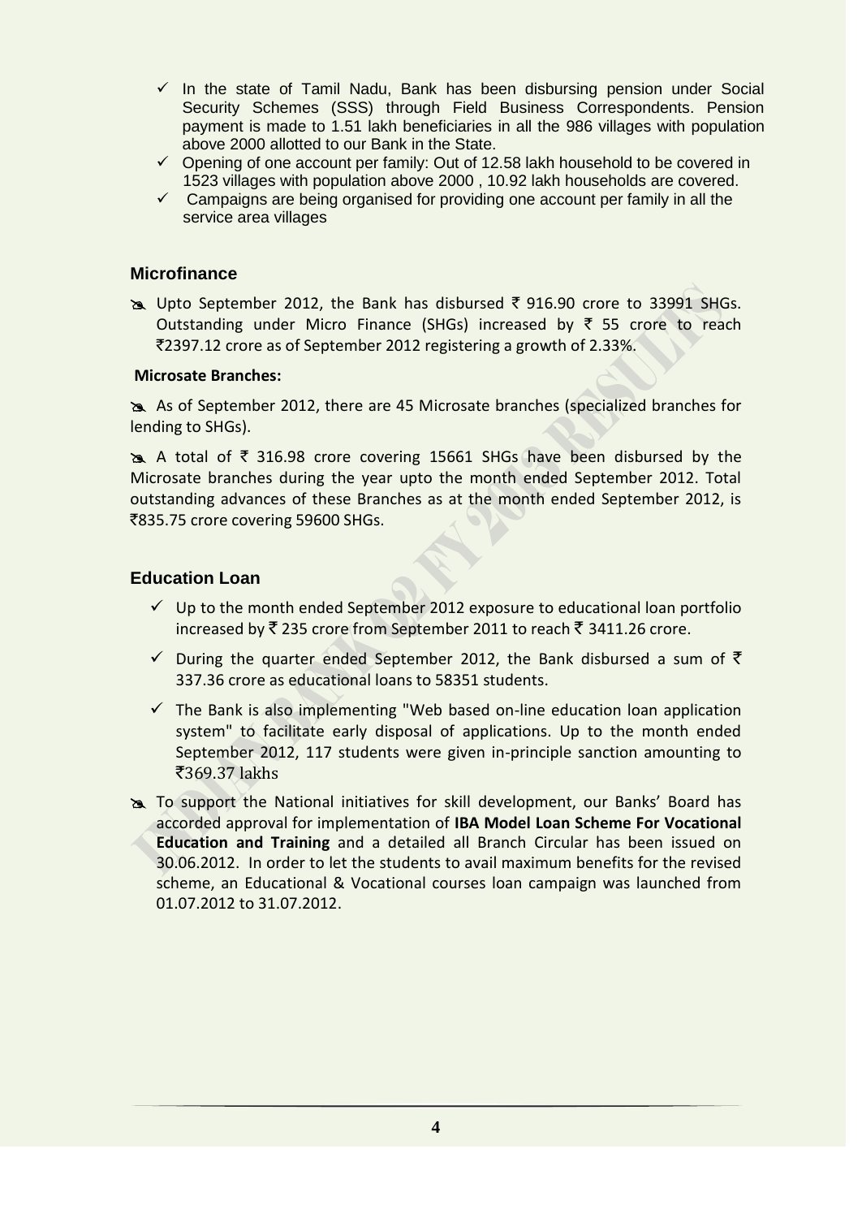- In the state of Tamil Nadu, Bank has been disbursing pension under Social Security Schemes (SSS) through Field Business Correspondents. Pension payment is made to 1.51 lakh beneficiaries in all the 986 villages with population above 2000 allotted to our Bank in the State.
- Opening of one account per family: Out of 12.58 lakh household to be covered in 1523 villages with population above 2000 , 10.92 lakh households are covered.
- Campaigns are being organised for providing one account per family in all the service area villages

### Microfinance

- Upto September 2012, the Bank has disbursed ₹ 916.90 crore to 33991 SHGs. Outstanding under Micro Finance (SHGs) increased by ₹ 55 crore to reach ₹2397.12 crore as of September 2012 registering a growth of 2.33%.

**Microsate Branches:**

- As of September 2012, there are 45 Microsate branches (specialized branches for lending to SHGs).
- A total of ₹ 316.98 crore covering 15661 SHGs have been disbursed by the Microsate branches during the year upto the month ended September 2012. Total outstanding advances of these Branches as at the month ended September 2012, is ₹835.75 crore covering 59600 SHGs.

### Education Loan

- Up to the month ended September 2012 exposure to educational loan portfolio increased by ₹ 235 crore from September 2011 to reach ₹ 3411.26 crore.
- During the quarter ended September 2012, the Bank disbursed a sum of ₹ 337.36 crore as educational loans to 58351 students.
- The Bank is also implementing "Web based on-line education loan application system" to facilitate early disposal of applications. Up to the month ended September 2012, 117 students were given in-principle sanction amounting to ₹369.37 lakhs

- To support the National initiatives for skill development, our Banks' Board has accorded approval for implementation of **IBA Model Loan Scheme For Vocational Education and Training** and a detailed all Branch Circular has been issued on 30.06.2012. In order to let the students to avail maximum benefits for the revised scheme, an Educational & Vocational courses loan campaign was launched from 01.07.2012 to 31.07.2012.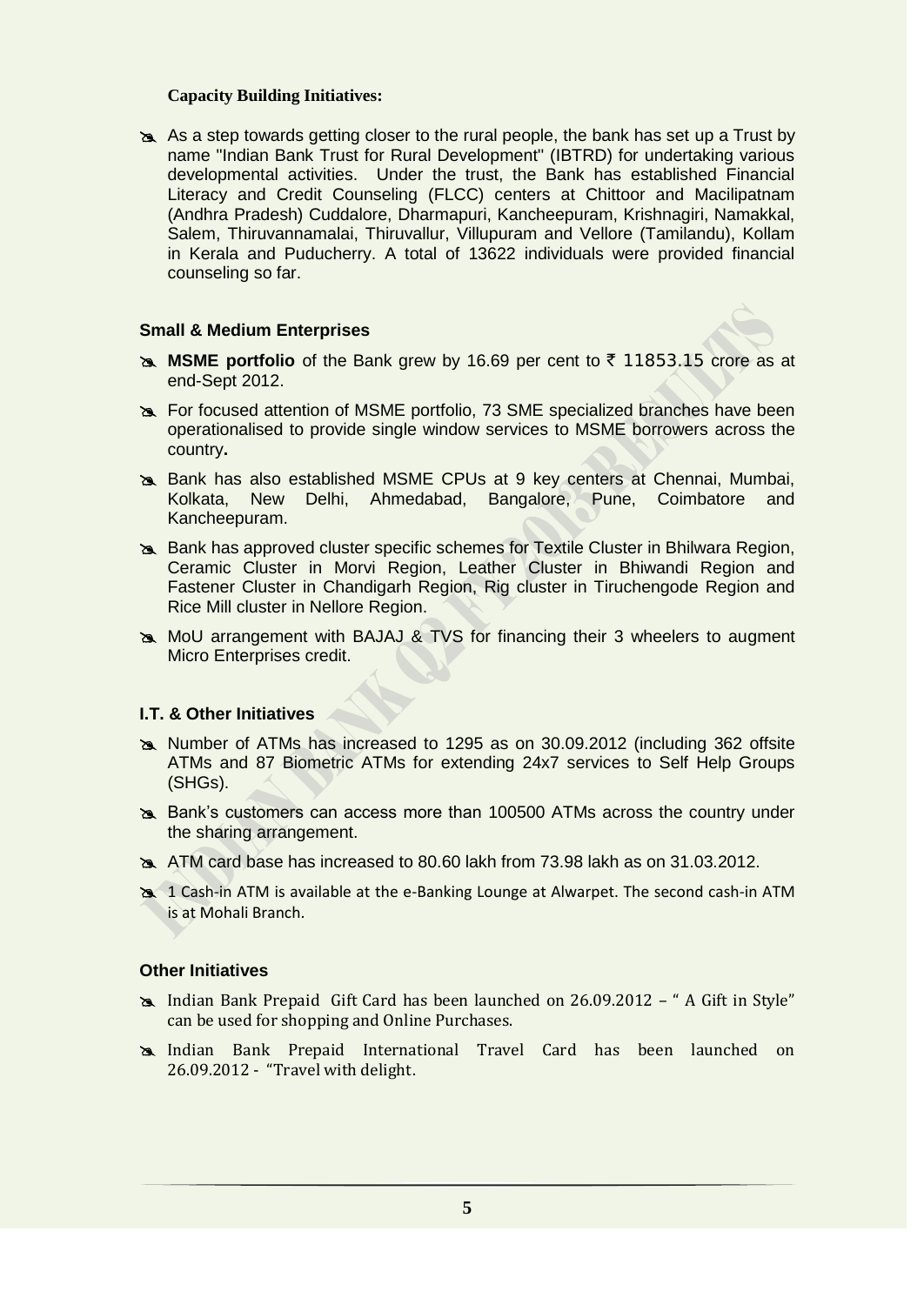**Capacity Building Initiatives:**

- As a step towards getting closer to the rural people, the bank has set up a Trust by name "Indian Bank Trust for Rural Development" (IBTRD) for undertaking various developmental activities. Under the trust, the Bank has established Financial Literacy and Credit Counseling (FLCC) centers at Chittoor and Macilipatnam (Andhra Pradesh) Cuddalore, Dharmapuri, Kancheepuram, Krishnagiri, Namakkal, Salem, Thiruvannamalai, Thiruvallur, Villupuram and Vellore (Tamilandu), Kollam in Kerala and Puducherry. A total of 13622 individuals were provided financial counseling so far.

**Small & Medium Enterprises**

- **MSME portfolio** of the Bank grew by 16.69 per cent to ₹ 11853.15 crore as at end-Sept 2012.
- For focused attention of MSME portfolio, 73 SME specialized branches have been operationalised to provide single window services to MSME borrowers across the country**.**
- Bank has also established MSME CPUs at 9 key centers at Chennai, Mumbai, Kolkata, New Delhi, Ahmedabad, Bangalore, Pune, Coimbatore and Kancheepuram.
- Bank has approved cluster specific schemes for Textile Cluster in Bhilwara Region, Ceramic Cluster in Morvi Region, Leather Cluster in Bhiwandi Region and Fastener Cluster in Chandigarh Region, Rig cluster in Tiruchengode Region and Rice Mill cluster in Nellore Region.
- MoU arrangement with BAJAJ & TVS for financing their 3 wheelers to augment Micro Enterprises credit.

**I.T. & Other Initiatives**

- Number of ATMs has increased to 1295 as on 30.09.2012 (including 362 offsite ATMs and 87 Biometric ATMs for extending 24x7 services to Self Help Groups (SHGs).
- Bank's customers can access more than 100500 ATMs across the country under the sharing arrangement.
- ATM card base has increased to 80.60 lakh from 73.98 lakh as on 31.03.2012.
- 1 Cash-in ATM is available at the e-Banking Lounge at Alwarpet. The second cash-in ATM is at Mohali Branch.

**Other Initiatives**

- Indian Bank Prepaid Gift Card has been launched on 26.09.2012 – " A Gift in Style" can be used for shopping and Online Purchases.
- Indian Bank Prepaid International Travel Card has been launched on 26.09.2012 - "Travel with delight.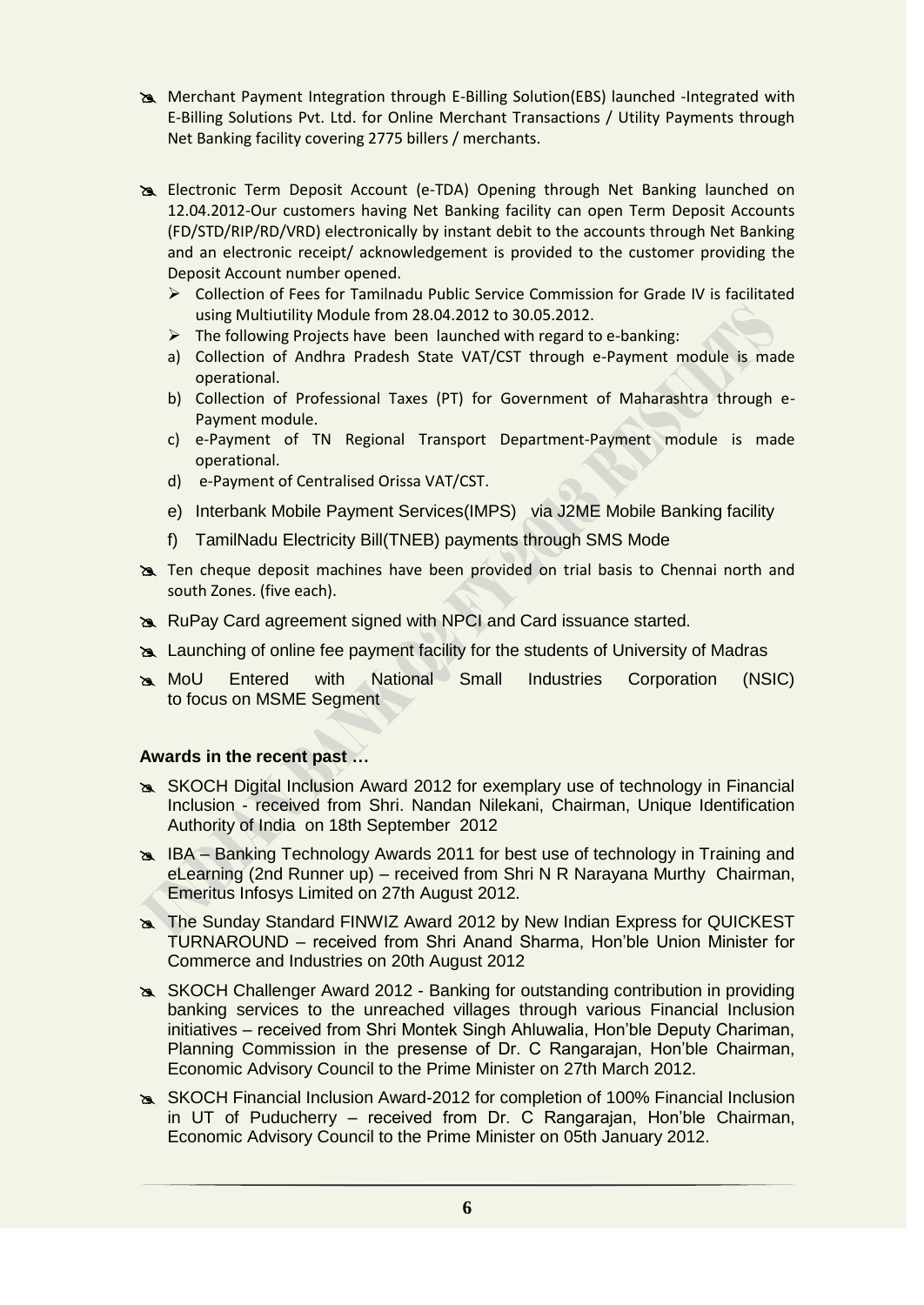- Merchant Payment Integration through E-Billing Solution(EBS) launched -Integrated with E-Billing Solutions Pvt. Ltd. for Online Merchant Transactions / Utility Payments through Net Banking facility covering 2775 billers / merchants.

- Electronic Term Deposit Account (e-TDA) Opening through Net Banking launched on 12.04.2012-Our customers having Net Banking facility can open Term Deposit Accounts (FD/STD/RIP/RD/VRD) electronically by instant debit to the accounts through Net Banking and an electronic receipt/ acknowledgement is provided to the customer providing the Deposit Account number opened.
  - Collection of Fees for Tamilnadu Public Service Commission for Grade IV is facilitated using Multiutility Module from 28.04.2012 to 30.05.2012.
  - The following Projects have been launched with regard to e-banking:

  a) Collection of Andhra Pradesh State VAT/CST through e-Payment module is made operational.
  b) Collection of Professional Taxes (PT) for Government of Maharashtra through e-Payment module.
  c) e-Payment of TN Regional Transport Department-Payment module is made operational.
  d) e-Payment of Centralised Orissa VAT/CST.
  e) Interbank Mobile Payment Services(IMPS) via J2ME Mobile Banking facility
  f) TamilNadu Electricity Bill(TNEB) payments through SMS Mode

- Ten cheque deposit machines have been provided on trial basis to Chennai north and south Zones. (five each).
- RuPay Card agreement signed with NPCI and Card issuance started.
- Launching of online fee payment facility for the students of University of Madras
- MoU Entered with National Small Industries Corporation (NSIC) to focus on MSME Segment

**Awards in the recent past …**

- SKOCH Digital Inclusion Award 2012 for exemplary use of technology in Financial Inclusion - received from Shri. Nandan Nilekani, Chairman, Unique Identification Authority of India on 18th September 2012
- IBA – Banking Technology Awards 2011 for best use of technology in Training and eLearning (2nd Runner up) – received from Shri N R Narayana Murthy Chairman, Emeritus Infosys Limited on 27th August 2012.
- The Sunday Standard FINWIZ Award 2012 by New Indian Express for QUICKEST TURNAROUND – received from Shri Anand Sharma, Hon'ble Union Minister for Commerce and Industries on 20th August 2012
- SKOCH Challenger Award 2012 - Banking for outstanding contribution in providing banking services to the unreached villages through various Financial Inclusion initiatives – received from Shri Montek Singh Ahluwalia, Hon'ble Deputy Chariman, Planning Commission in the presense of Dr. C Rangarajan, Hon'ble Chairman, Economic Advisory Council to the Prime Minister on 27th March 2012.
- SKOCH Financial Inclusion Award-2012 for completion of 100% Financial Inclusion in UT of Puducherry – received from Dr. C Rangarajan, Hon'ble Chairman, Economic Advisory Council to the Prime Minister on 05th January 2012.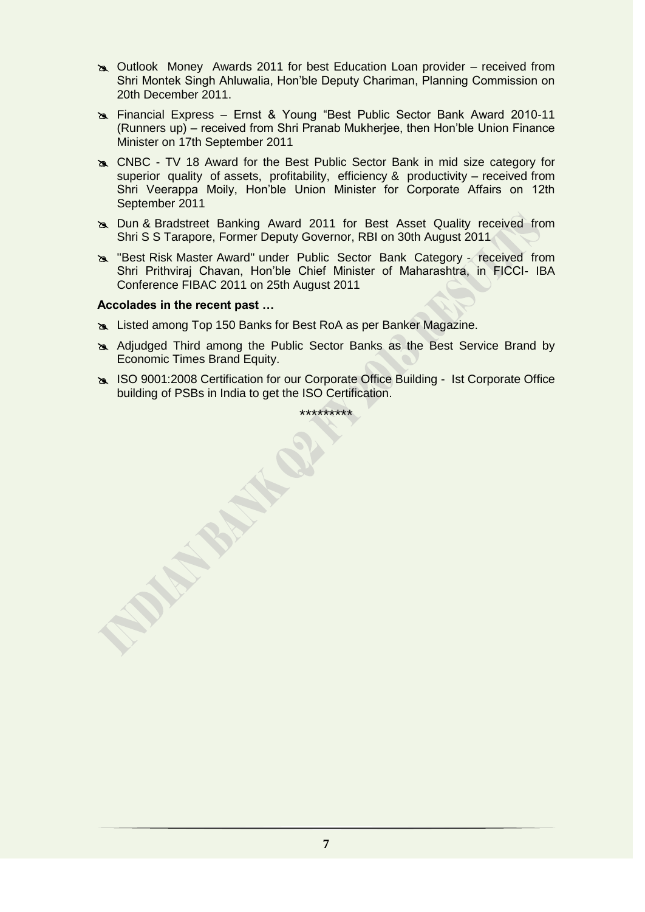- Outlook Money Awards 2011 for best Education Loan provider – received from Shri Montek Singh Ahluwalia, Hon'ble Deputy Chariman, Planning Commission on 20th December 2011.
- Financial Express – Ernst & Young "Best Public Sector Bank Award 2010-11 (Runners up) – received from Shri Pranab Mukherjee, then Hon'ble Union Finance Minister on 17th September 2011
- CNBC - TV 18 Award for the Best Public Sector Bank in mid size category for superior quality of assets, profitability, efficiency & productivity – received from Shri Veerappa Moily, Hon'ble Union Minister for Corporate Affairs on 12th September 2011
- Dun & Bradstreet Banking Award 2011 for Best Asset Quality received from Shri S S Tarapore, Former Deputy Governor, RBI on 30th August 2011
- "Best Risk Master Award" under Public Sector Bank Category - received from Shri Prithviraj Chavan, Hon'ble Chief Minister of Maharashtra, in FICCI- IBA Conference FIBAC 2011 on 25th August 2011

**Accolades in the recent past …**

- Listed among Top 150 Banks for Best RoA as per Banker Magazine.
- Adjudged Third among the Public Sector Banks as the Best Service Brand by Economic Times Brand Equity.
- ISO 9001:2008 Certification for our Corporate Office Building - Ist Corporate Office building of PSBs in India to get the ISO Certification.

*********